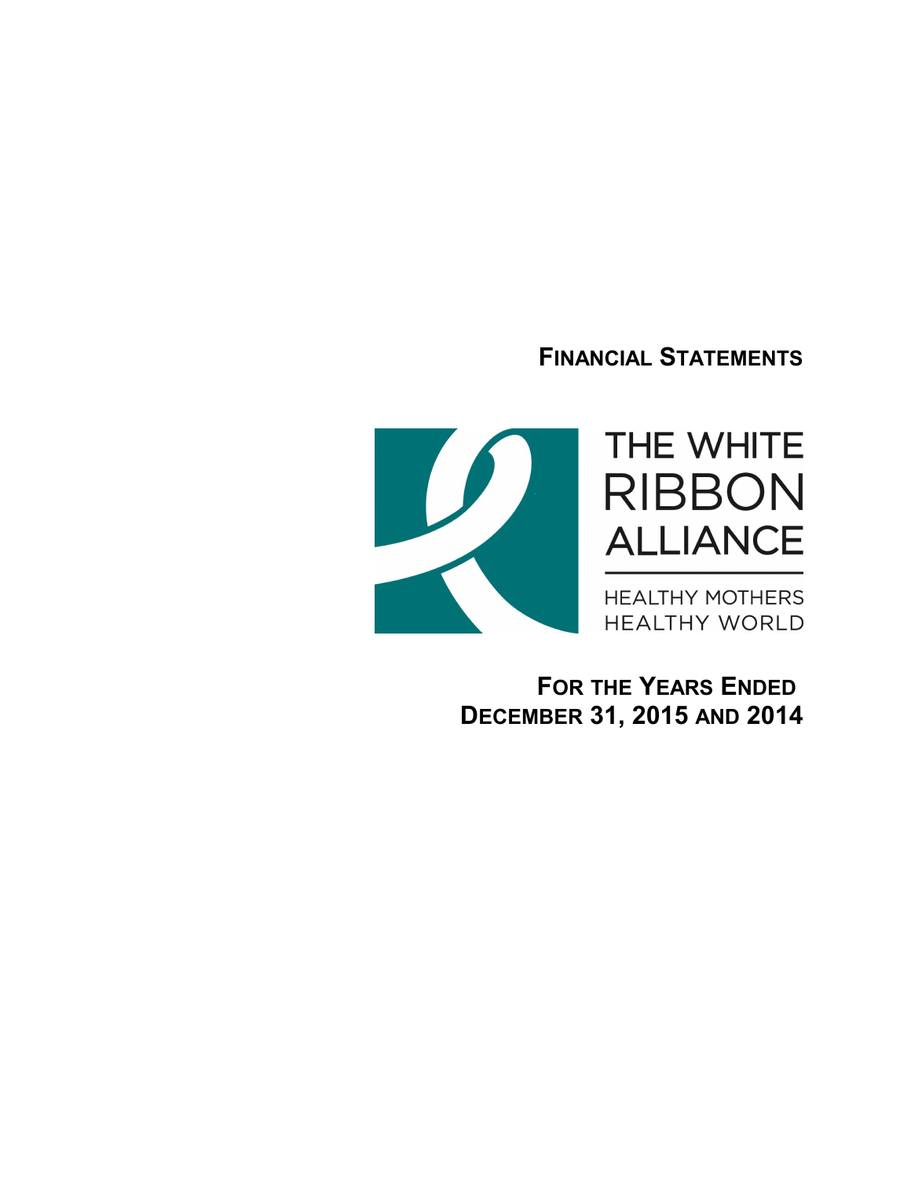# Financial Statements

THE WHITE RIBBON ALLIANCE

HEALTHY MOTHERS HEALTHY WORLD

## For the Years Ended December 31, 2015 and 2014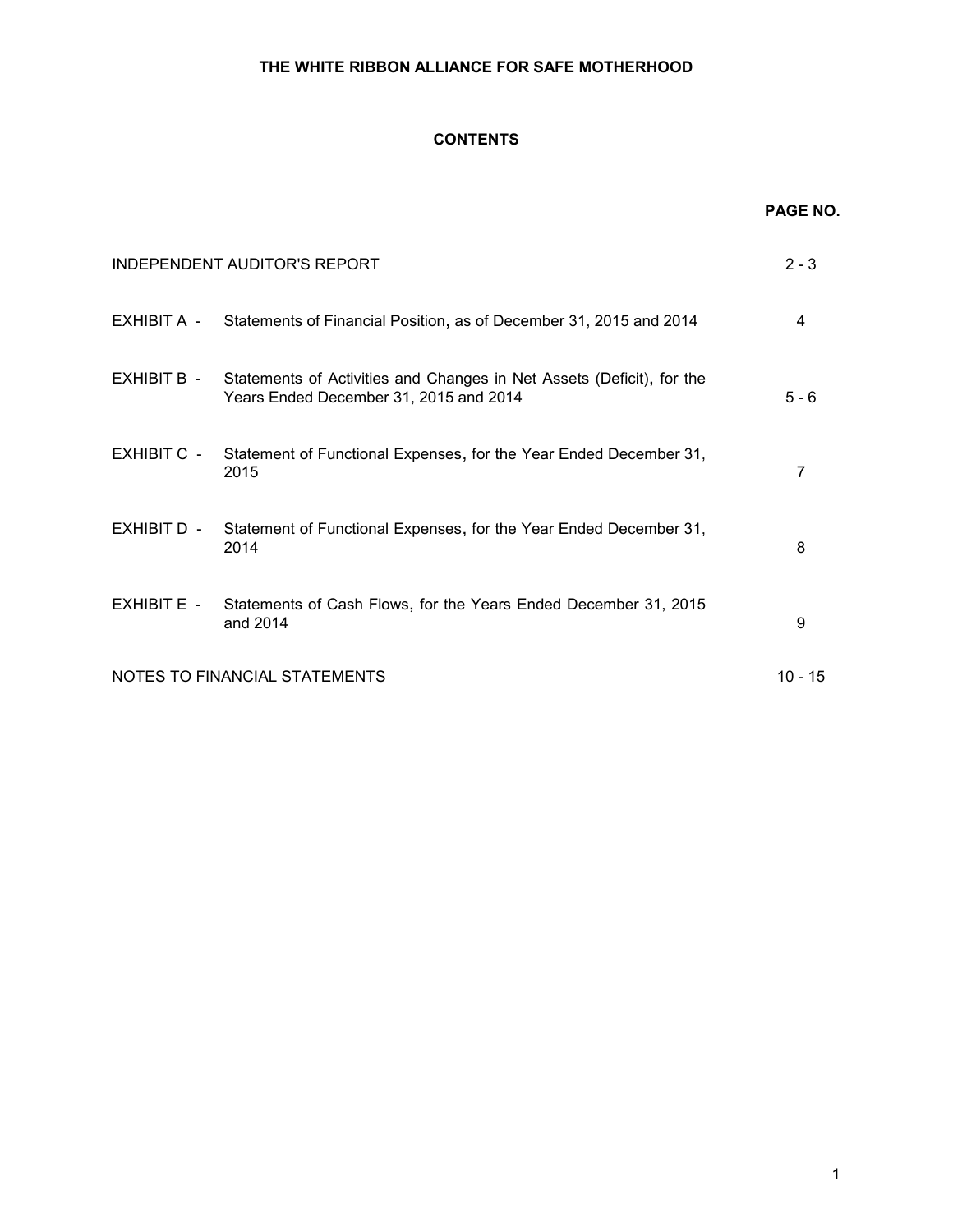# THE WHITE RIBBON ALLIANCE FOR SAFE MOTHERHOOD

## CONTENTS

| | | PAGE NO. |
|---|---|---|
| INDEPENDENT AUDITOR'S REPORT | | 2 - 3 |
| EXHIBIT A - | Statements of Financial Position, as of December 31, 2015 and 2014 | 4 |
| EXHIBIT B - | Statements of Activities and Changes in Net Assets (Deficit), for the Years Ended December 31, 2015 and 2014 | 5 - 6 |
| EXHIBIT C - | Statement of Functional Expenses, for the Year Ended December 31, 2015 | 7 |
| EXHIBIT D - | Statement of Functional Expenses, for the Year Ended December 31, 2014 | 8 |
| EXHIBIT E - | Statements of Cash Flows, for the Years Ended December 31, 2015 and 2014 | 9 |
| NOTES TO FINANCIAL STATEMENTS | | 10 - 15 |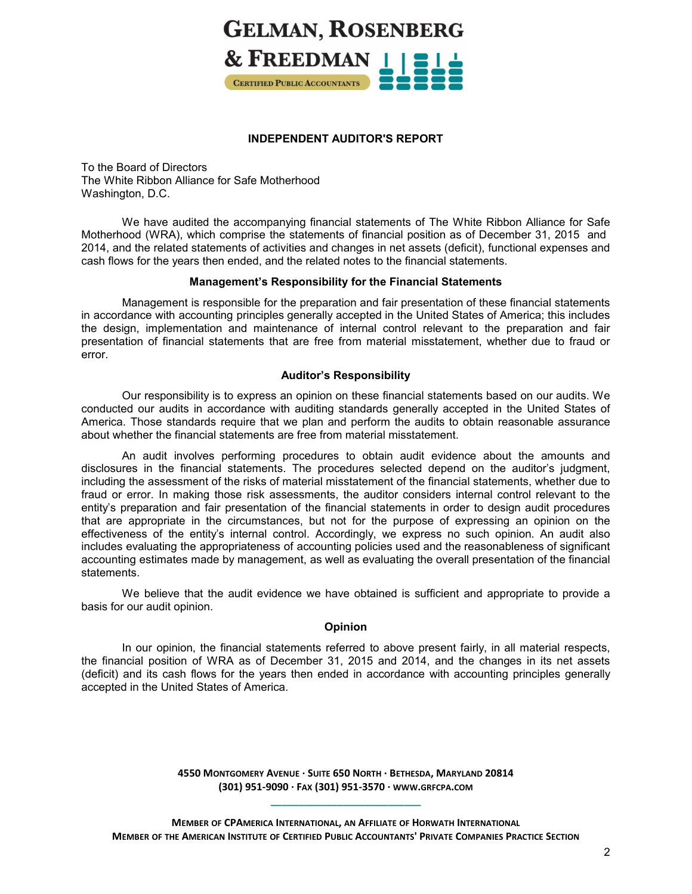GELMAN, ROSENBERG & FREEDMAN

CERTIFIED PUBLIC ACCOUNTANTS

## INDEPENDENT AUDITOR'S REPORT

To the Board of Directors
The White Ribbon Alliance for Safe Motherhood
Washington, D.C.

We have audited the accompanying financial statements of The White Ribbon Alliance for Safe Motherhood (WRA), which comprise the statements of financial position as of December 31, 2015 and 2014, and the related statements of activities and changes in net assets (deficit), functional expenses and cash flows for the years then ended, and the related notes to the financial statements.

### Management's Responsibility for the Financial Statements

Management is responsible for the preparation and fair presentation of these financial statements in accordance with accounting principles generally accepted in the United States of America; this includes the design, implementation and maintenance of internal control relevant to the preparation and fair presentation of financial statements that are free from material misstatement, whether due to fraud or error.

### Auditor's Responsibility

Our responsibility is to express an opinion on these financial statements based on our audits. We conducted our audits in accordance with auditing standards generally accepted in the United States of America. Those standards require that we plan and perform the audits to obtain reasonable assurance about whether the financial statements are free from material misstatement.

An audit involves performing procedures to obtain audit evidence about the amounts and disclosures in the financial statements. The procedures selected depend on the auditor's judgment, including the assessment of the risks of material misstatement of the financial statements, whether due to fraud or error. In making those risk assessments, the auditor considers internal control relevant to the entity's preparation and fair presentation of the financial statements in order to design audit procedures that are appropriate in the circumstances, but not for the purpose of expressing an opinion on the effectiveness of the entity's internal control. Accordingly, we express no such opinion. An audit also includes evaluating the appropriateness of accounting policies used and the reasonableness of significant accounting estimates made by management, as well as evaluating the overall presentation of the financial statements.

We believe that the audit evidence we have obtained is sufficient and appropriate to provide a basis for our audit opinion.

### Opinion

In our opinion, the financial statements referred to above present fairly, in all material respects, the financial position of WRA as of December 31, 2015 and 2014, and the changes in its net assets (deficit) and its cash flows for the years then ended in accordance with accounting principles generally accepted in the United States of America.

4550 MONTGOMERY AVENUE · SUITE 650 NORTH · BETHESDA, MARYLAND 20814
(301) 951-9090 · FAX (301) 951-3570 · WWW.GRFCPA.COM

MEMBER OF CPAMERICA INTERNATIONAL, AN AFFILIATE OF HORWATH INTERNATIONAL
MEMBER OF THE AMERICAN INSTITUTE OF CERTIFIED PUBLIC ACCOUNTANTS' PRIVATE COMPANIES PRACTICE SECTION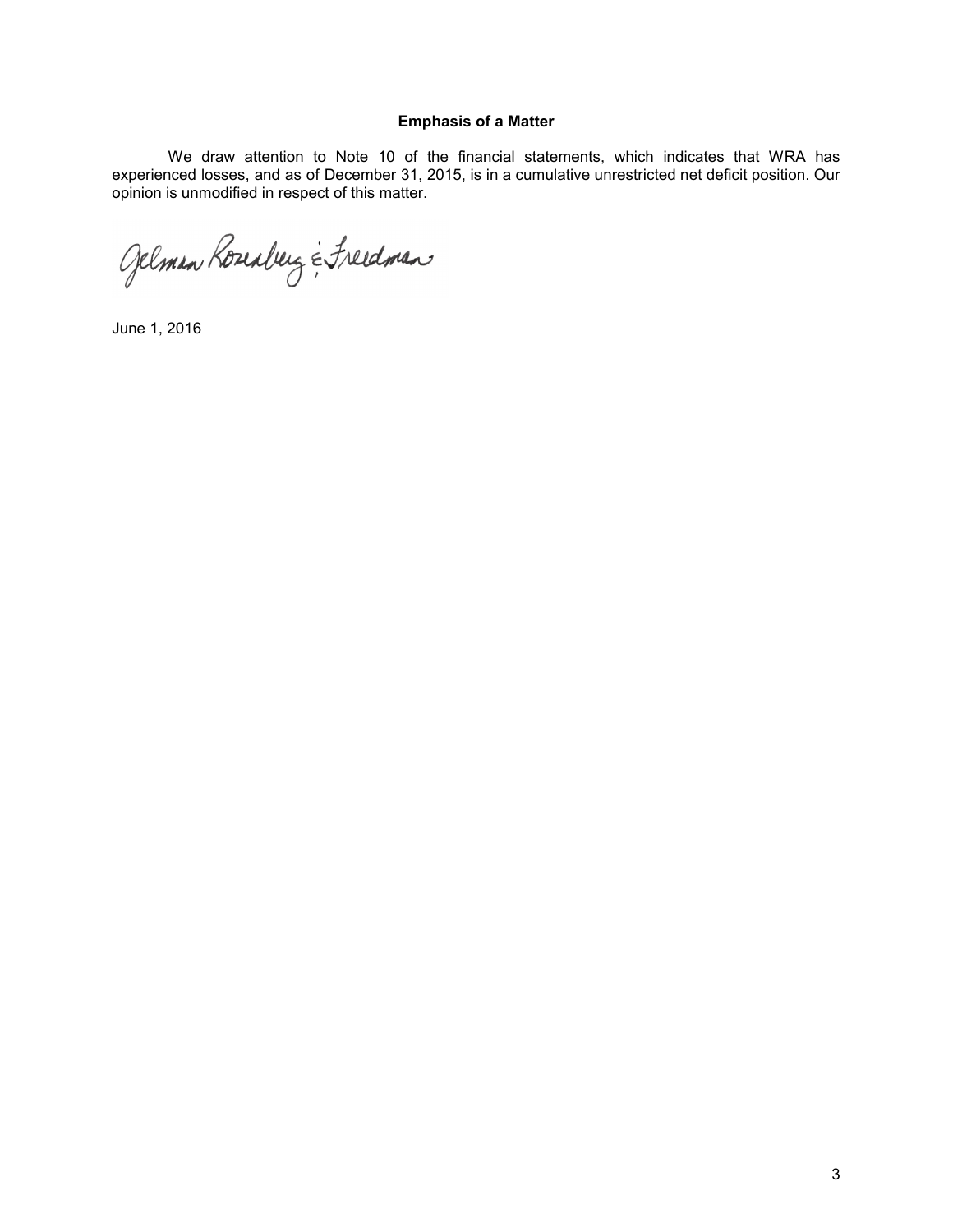**Emphasis of a Matter**

We draw attention to Note 10 of the financial statements, which indicates that WRA has experienced losses, and as of December 31, 2015, is in a cumulative unrestricted net deficit position. Our opinion is unmodified in respect of this matter.

Gelman Rosenberg & Freedman

June 1, 2016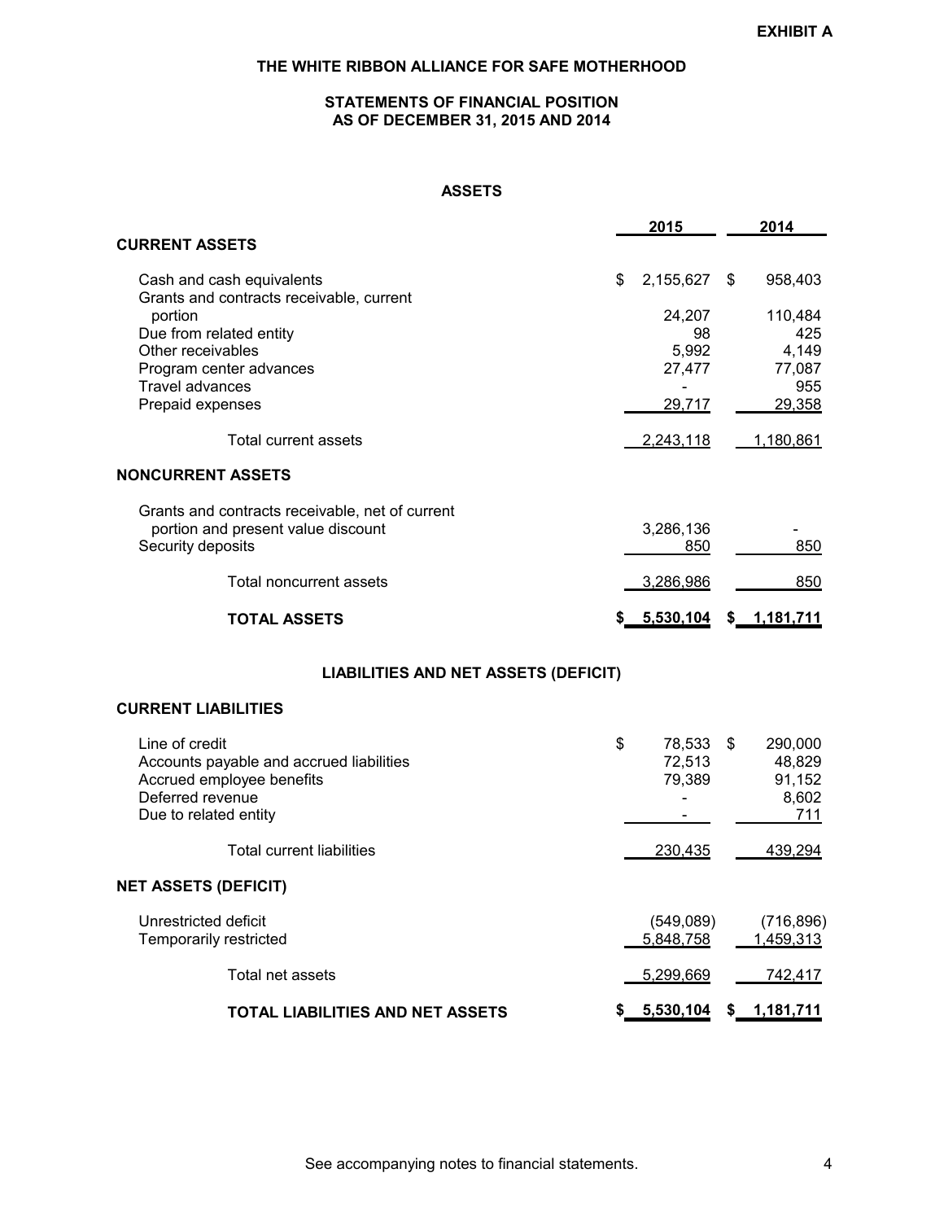**EXHIBIT A**

# THE WHITE RIBBON ALLIANCE FOR SAFE MOTHERHOOD

## STATEMENTS OF FINANCIAL POSITION AS OF DECEMBER 31, 2015 AND 2014

### ASSETS

| | 2015 | 2014 |
|---|---|---|
| **CURRENT ASSETS** | | |
| Cash and cash equivalents | $ 2,155,627 | $ 958,403 |
| Grants and contracts receivable, current portion | 24,207 | 110,484 |
| Due from related entity | 98 | 425 |
| Other receivables | 5,992 | 4,149 |
| Program center advances | 27,477 | 77,087 |
| Travel advances | - | 955 |
| Prepaid expenses | 29,717 | 29,358 |
| Total current assets | 2,243,118 | 1,180,861 |
| **NONCURRENT ASSETS** | | |
| Grants and contracts receivable, net of current portion and present value discount | 3,286,136 | - |
| Security deposits | 850 | 850 |
| Total noncurrent assets | 3,286,986 | 850 |
| **TOTAL ASSETS** | **$ 5,530,104** | **$ 1,181,711** |

### LIABILITIES AND NET ASSETS (DEFICIT)

| | 2015 | 2014 |
|---|---|---|
| **CURRENT LIABILITIES** | | |
| Line of credit | $ 78,533 | $ 290,000 |
| Accounts payable and accrued liabilities | 72,513 | 48,829 |
| Accrued employee benefits | 79,389 | 91,152 |
| Deferred revenue | - | 8,602 |
| Due to related entity | - | 711 |
| Total current liabilities | 230,435 | 439,294 |
| **NET ASSETS (DEFICIT)** | | |
| Unrestricted deficit | (549,089) | (716,896) |
| Temporarily restricted | 5,848,758 | 1,459,313 |
| Total net assets | 5,299,669 | 742,417 |
| **TOTAL LIABILITIES AND NET ASSETS** | **$ 5,530,104** | **$ 1,181,711** |

See accompanying notes to financial statements.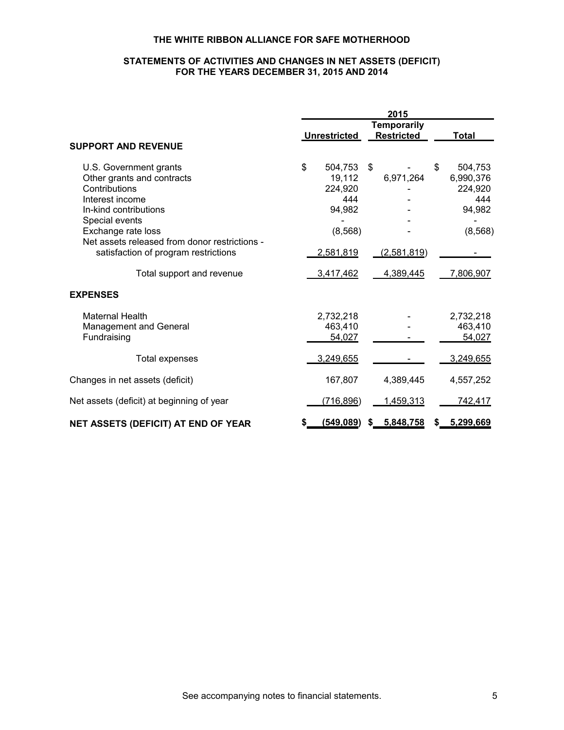**THE WHITE RIBBON ALLIANCE FOR SAFE MOTHERHOOD**

**STATEMENTS OF ACTIVITIES AND CHANGES IN NET ASSETS (DEFICIT)**
**FOR THE YEARS DECEMBER 31, 2015 AND 2014**

| | 2015 | | |
|---|---|---|---|
| | Unrestricted | Temporarily Restricted | Total |
| **SUPPORT AND REVENUE** | | | |
| U.S. Government grants | $ 504,753 | $ - | $ 504,753 |
| Other grants and contracts | 19,112 | 6,971,264 | 6,990,376 |
| Contributions | 224,920 | - | 224,920 |
| Interest income | 444 | - | 444 |
| In-kind contributions | 94,982 | - | 94,982 |
| Special events | - | - | - |
| Exchange rate loss | (8,568) | - | (8,568) |
| Net assets released from donor restrictions - satisfaction of program restrictions | 2,581,819 | (2,581,819) | - |
| Total support and revenue | 3,417,462 | 4,389,445 | 7,806,907 |
| **EXPENSES** | | | |
| Maternal Health | 2,732,218 | - | 2,732,218 |
| Management and General | 463,410 | - | 463,410 |
| Fundraising | 54,027 | - | 54,027 |
| Total expenses | 3,249,655 | - | 3,249,655 |
| Changes in net assets (deficit) | 167,807 | 4,389,445 | 4,557,252 |
| Net assets (deficit) at beginning of year | (716,896) | 1,459,313 | 742,417 |
| **NET ASSETS (DEFICIT) AT END OF YEAR** | **$ (549,089)** | **$ 5,848,758** | **$ 5,299,669** |

See accompanying notes to financial statements.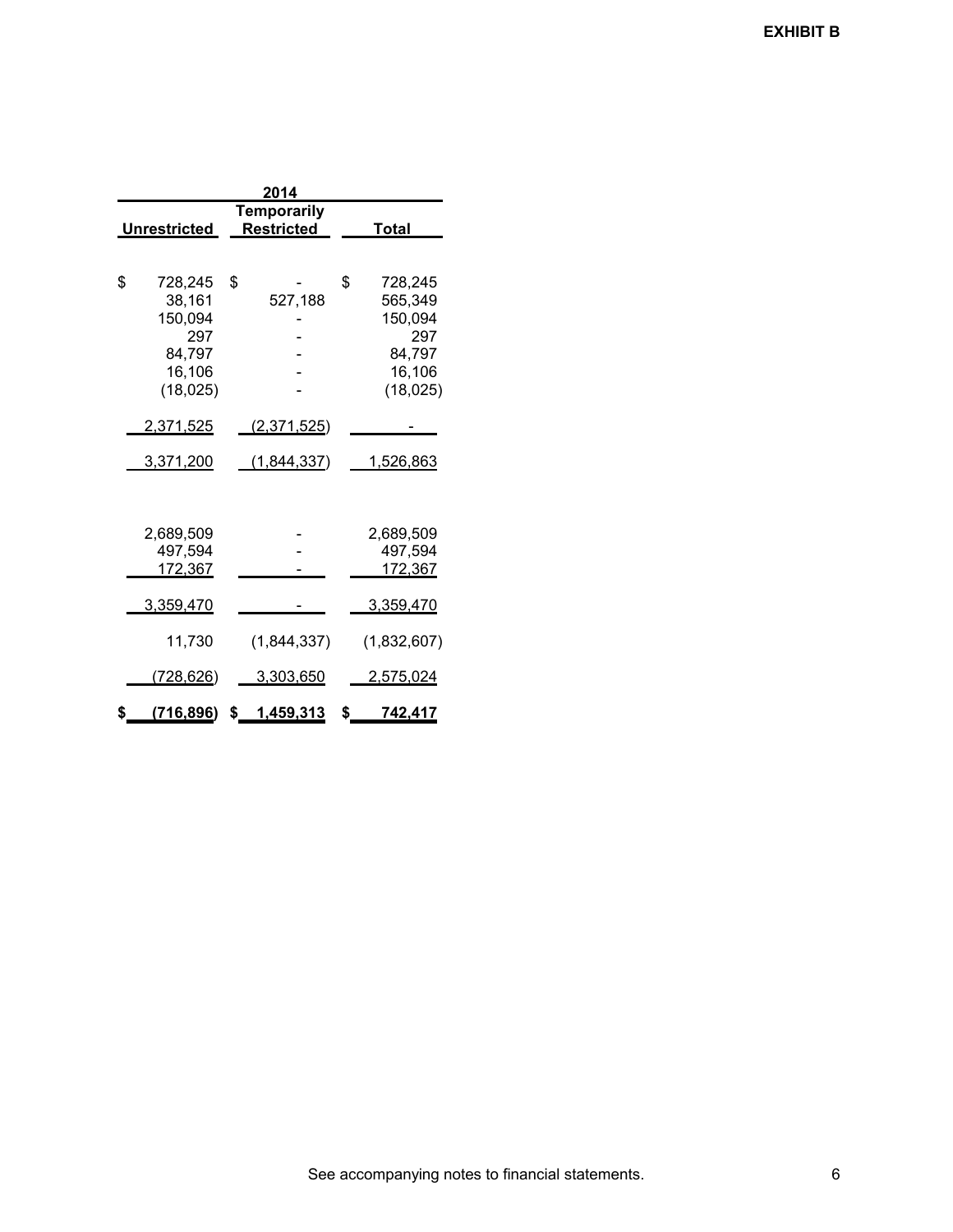**EXHIBIT B**

| 2014 | | |
|---|---|---|
| Unrestricted | Temporarily Restricted | Total |
| $ 728,245 | $ - | $ 728,245 |
| 38,161 | 527,188 | 565,349 |
| 150,094 | - | 150,094 |
| 297 | - | 297 |
| 84,797 | - | 84,797 |
| 16,106 | - | 16,106 |
| (18,025) | - | (18,025) |
| 2,371,525 | (2,371,525) | - |
| 3,371,200 | (1,844,337) | 1,526,863 |
| 2,689,509 | - | 2,689,509 |
| 497,594 | - | 497,594 |
| 172,367 | - | 172,367 |
| 3,359,470 | - | 3,359,470 |
| 11,730 | (1,844,337) | (1,832,607) |
| (728,626) | 3,303,650 | 2,575,024 |
| $ (716,896) | $ 1,459,313 | $ 742,417 |

See accompanying notes to financial statements.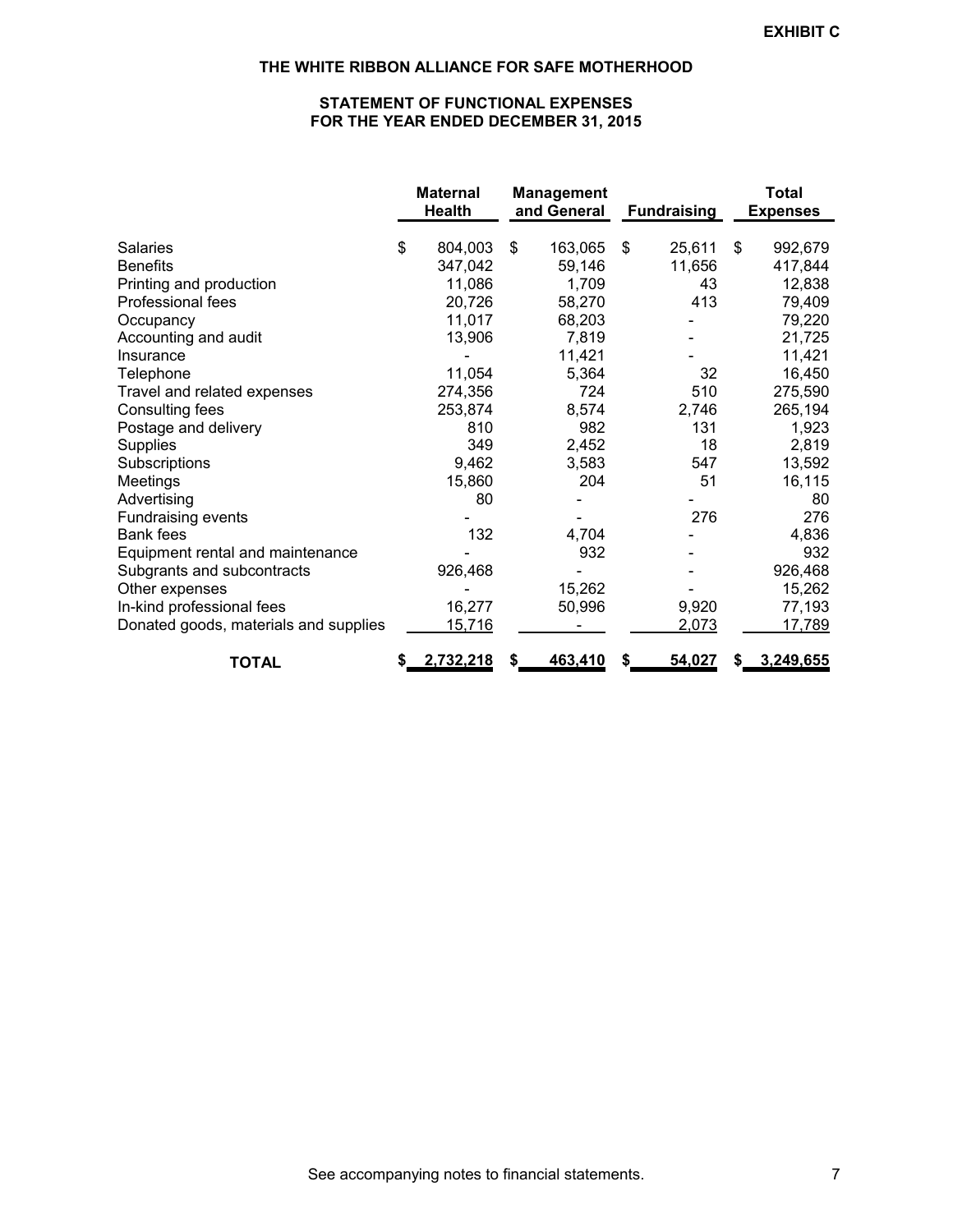**EXHIBIT C**

# THE WHITE RIBBON ALLIANCE FOR SAFE MOTHERHOOD

## STATEMENT OF FUNCTIONAL EXPENSES
## FOR THE YEAR ENDED DECEMBER 31, 2015

| | Maternal Health | Management and General | Fundraising | Total Expenses |
|---|---|---|---|---|
| Salaries | $ 804,003 | $ 163,065 | $ 25,611 | $ 992,679 |
| Benefits | 347,042 | 59,146 | 11,656 | 417,844 |
| Printing and production | 11,086 | 1,709 | 43 | 12,838 |
| Professional fees | 20,726 | 58,270 | 413 | 79,409 |
| Occupancy | 11,017 | 68,203 | - | 79,220 |
| Accounting and audit | 13,906 | 7,819 | - | 21,725 |
| Insurance | - | 11,421 | - | 11,421 |
| Telephone | 11,054 | 5,364 | 32 | 16,450 |
| Travel and related expenses | 274,356 | 724 | 510 | 275,590 |
| Consulting fees | 253,874 | 8,574 | 2,746 | 265,194 |
| Postage and delivery | 810 | 982 | 131 | 1,923 |
| Supplies | 349 | 2,452 | 18 | 2,819 |
| Subscriptions | 9,462 | 3,583 | 547 | 13,592 |
| Meetings | 15,860 | 204 | 51 | 16,115 |
| Advertising | 80 | - | - | 80 |
| Fundraising events | - | - | 276 | 276 |
| Bank fees | 132 | 4,704 | - | 4,836 |
| Equipment rental and maintenance | - | 932 | - | 932 |
| Subgrants and subcontracts | 926,468 | - | - | 926,468 |
| Other expenses | - | 15,262 | - | 15,262 |
| In-kind professional fees | 16,277 | 50,996 | 9,920 | 77,193 |
| Donated goods, materials and supplies | 15,716 | - | 2,073 | 17,789 |
| **TOTAL** | **$ 2,732,218** | **$ 463,410** | **$ 54,027** | **$ 3,249,655** |

See accompanying notes to financial statements.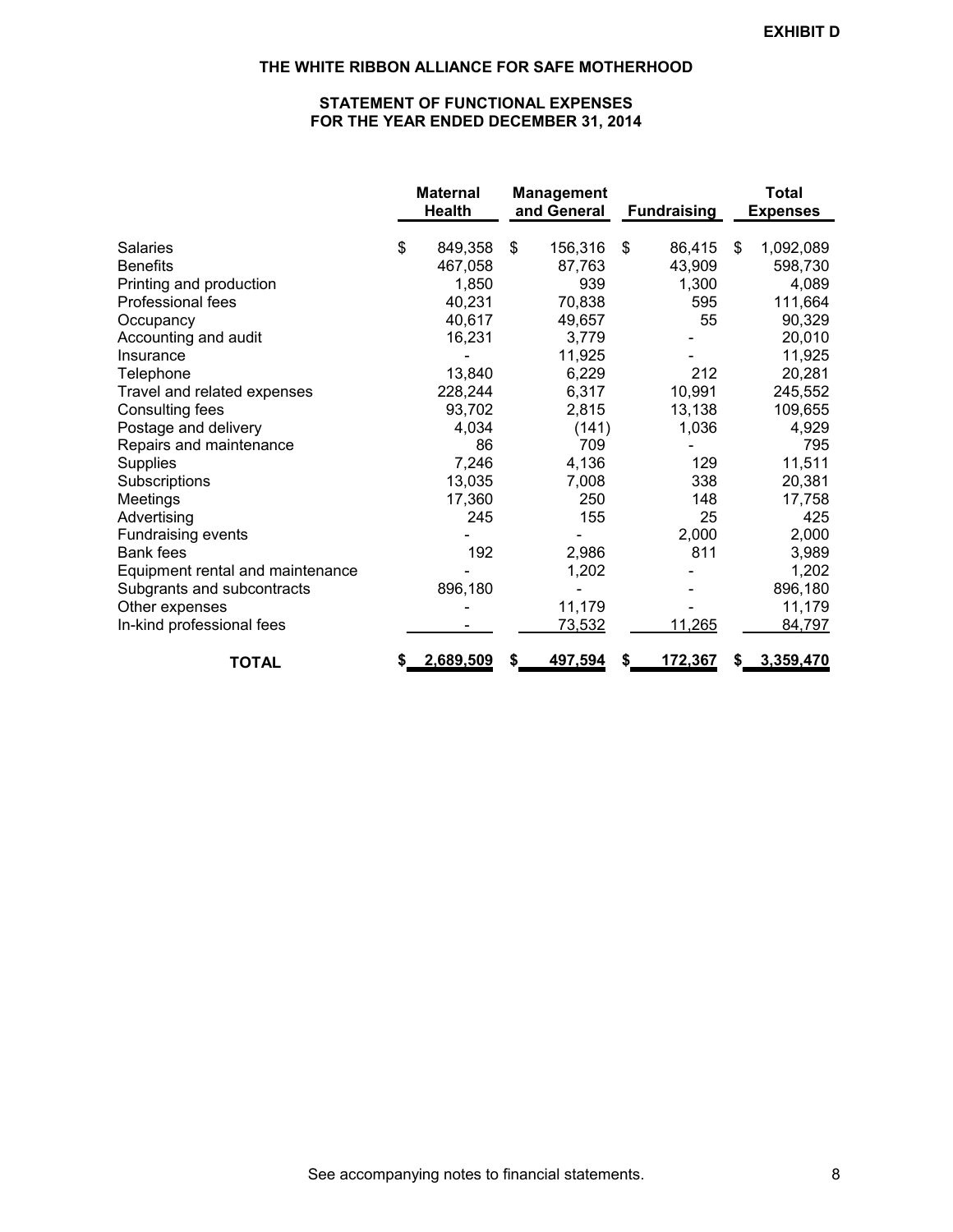EXHIBIT D

# THE WHITE RIBBON ALLIANCE FOR SAFE MOTHERHOOD

## STATEMENT OF FUNCTIONAL EXPENSES
## FOR THE YEAR ENDED DECEMBER 31, 2014

| | Maternal Health | Management and General | Fundraising | Total Expenses |
|---|---|---|---|---|
| Salaries | $ 849,358 | $ 156,316 | $ 86,415 | $ 1,092,089 |
| Benefits | 467,058 | 87,763 | 43,909 | 598,730 |
| Printing and production | 1,850 | 939 | 1,300 | 4,089 |
| Professional fees | 40,231 | 70,838 | 595 | 111,664 |
| Occupancy | 40,617 | 49,657 | 55 | 90,329 |
| Accounting and audit | 16,231 | 3,779 | - | 20,010 |
| Insurance | - | 11,925 | - | 11,925 |
| Telephone | 13,840 | 6,229 | 212 | 20,281 |
| Travel and related expenses | 228,244 | 6,317 | 10,991 | 245,552 |
| Consulting fees | 93,702 | 2,815 | 13,138 | 109,655 |
| Postage and delivery | 4,034 | (141) | 1,036 | 4,929 |
| Repairs and maintenance | 86 | 709 | - | 795 |
| Supplies | 7,246 | 4,136 | 129 | 11,511 |
| Subscriptions | 13,035 | 7,008 | 338 | 20,381 |
| Meetings | 17,360 | 250 | 148 | 17,758 |
| Advertising | 245 | 155 | 25 | 425 |
| Fundraising events | - | - | 2,000 | 2,000 |
| Bank fees | 192 | 2,986 | 811 | 3,989 |
| Equipment rental and maintenance | - | 1,202 | - | 1,202 |
| Subgrants and subcontracts | 896,180 | - | - | 896,180 |
| Other expenses | - | 11,179 | - | 11,179 |
| In-kind professional fees | - | 73,532 | 11,265 | 84,797 |
| **TOTAL** | **$ 2,689,509** | **$ 497,594** | **$ 172,367** | **$ 3,359,470** |

See accompanying notes to financial statements.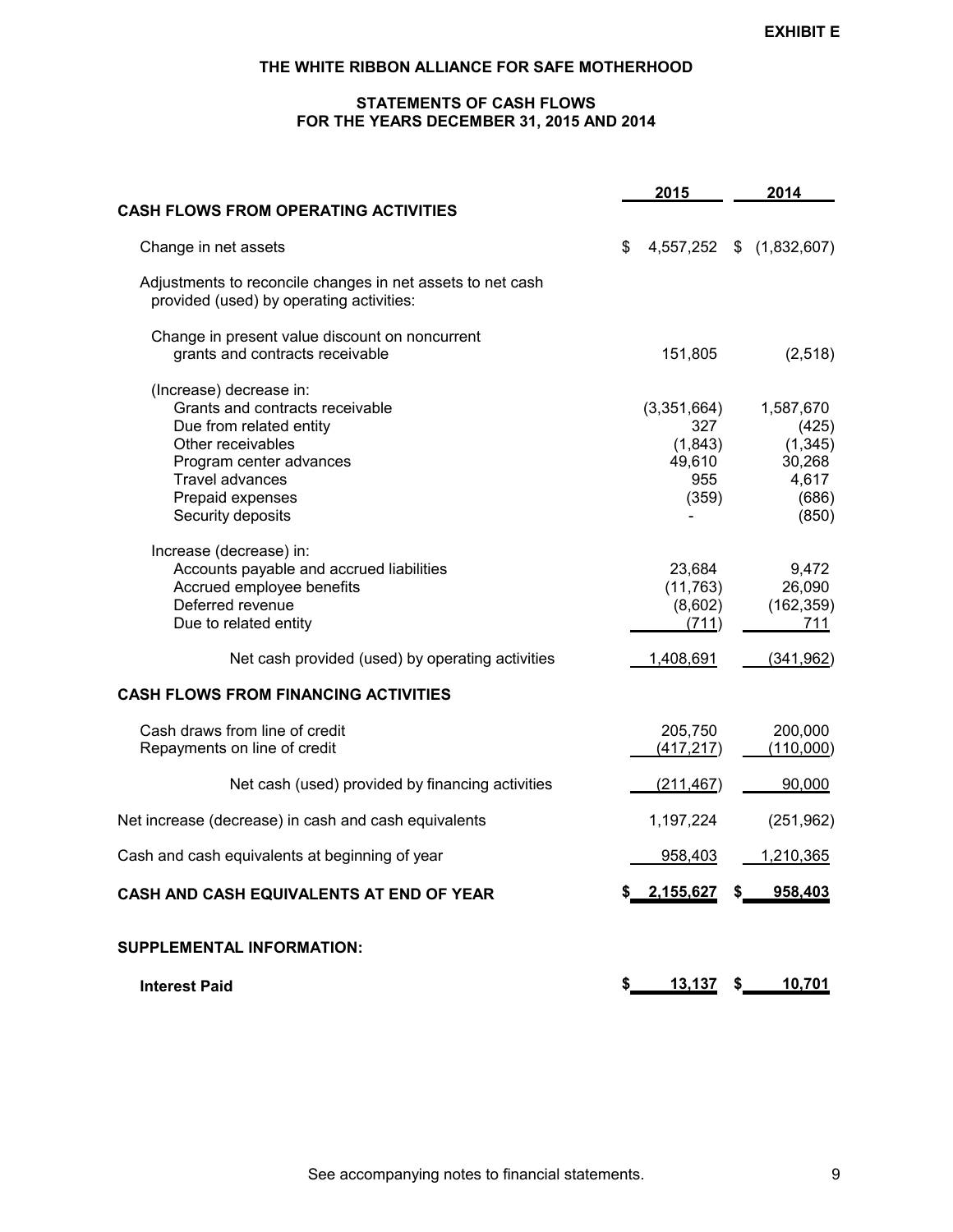**EXHIBIT E**

# THE WHITE RIBBON ALLIANCE FOR SAFE MOTHERHOOD

## STATEMENTS OF CASH FLOWS
## FOR THE YEARS DECEMBER 31, 2015 AND 2014

| | 2015 | 2014 |
|---|---|---|
| **CASH FLOWS FROM OPERATING ACTIVITIES** | | |
| Change in net assets | $ 4,557,252 | $ (1,832,607) |
| Adjustments to reconcile changes in net assets to net cash provided (used) by operating activities: | | |
| Change in present value discount on noncurrent grants and contracts receivable | 151,805 | (2,518) |
| (Increase) decrease in: | | |
| Grants and contracts receivable | (3,351,664) | 1,587,670 |
| Due from related entity | 327 | (425) |
| Other receivables | (1,843) | (1,345) |
| Program center advances | 49,610 | 30,268 |
| Travel advances | 955 | 4,617 |
| Prepaid expenses | (359) | (686) |
| Security deposits | - | (850) |
| Increase (decrease) in: | | |
| Accounts payable and accrued liabilities | 23,684 | 9,472 |
| Accrued employee benefits | (11,763) | 26,090 |
| Deferred revenue | (8,602) | (162,359) |
| Due to related entity | (711) | 711 |
| Net cash provided (used) by operating activities | 1,408,691 | (341,962) |
| **CASH FLOWS FROM FINANCING ACTIVITIES** | | |
| Cash draws from line of credit | 205,750 | 200,000 |
| Repayments on line of credit | (417,217) | (110,000) |
| Net cash (used) provided by financing activities | (211,467) | 90,000 |
| Net increase (decrease) in cash and cash equivalents | 1,197,224 | (251,962) |
| Cash and cash equivalents at beginning of year | 958,403 | 1,210,365 |
| **CASH AND CASH EQUIVALENTS AT END OF YEAR** | **$ 2,155,627** | **$ 958,403** |
| **SUPPLEMENTAL INFORMATION:** | | |
| **Interest Paid** | **$ 13,137** | **$ 10,701** |

See accompanying notes to financial statements.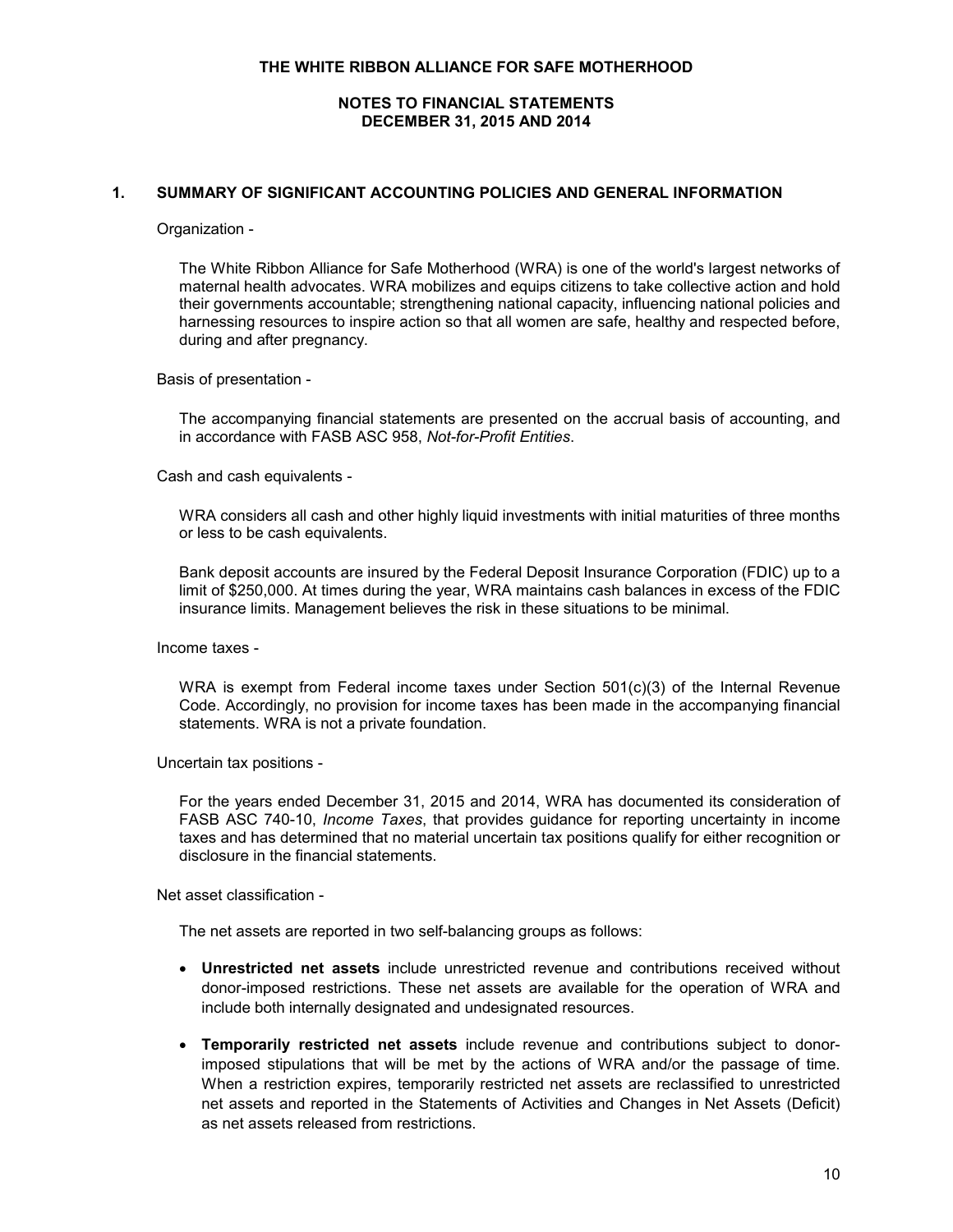**THE WHITE RIBBON ALLIANCE FOR SAFE MOTHERHOOD**

**NOTES TO FINANCIAL STATEMENTS**
**DECEMBER 31, 2015 AND 2014**

## 1. SUMMARY OF SIGNIFICANT ACCOUNTING POLICIES AND GENERAL INFORMATION

Organization -

The White Ribbon Alliance for Safe Motherhood (WRA) is one of the world's largest networks of maternal health advocates. WRA mobilizes and equips citizens to take collective action and hold their governments accountable; strengthening national capacity, influencing national policies and harnessing resources to inspire action so that all women are safe, healthy and respected before, during and after pregnancy.

Basis of presentation -

The accompanying financial statements are presented on the accrual basis of accounting, and in accordance with FASB ASC 958, *Not-for-Profit Entities*.

Cash and cash equivalents -

WRA considers all cash and other highly liquid investments with initial maturities of three months or less to be cash equivalents.

Bank deposit accounts are insured by the Federal Deposit Insurance Corporation (FDIC) up to a limit of $250,000. At times during the year, WRA maintains cash balances in excess of the FDIC insurance limits. Management believes the risk in these situations to be minimal.

Income taxes -

WRA is exempt from Federal income taxes under Section 501(c)(3) of the Internal Revenue Code. Accordingly, no provision for income taxes has been made in the accompanying financial statements. WRA is not a private foundation.

Uncertain tax positions -

For the years ended December 31, 2015 and 2014, WRA has documented its consideration of FASB ASC 740-10, *Income Taxes*, that provides guidance for reporting uncertainty in income taxes and has determined that no material uncertain tax positions qualify for either recognition or disclosure in the financial statements.

Net asset classification -

The net assets are reported in two self-balancing groups as follows:

- **Unrestricted net assets** include unrestricted revenue and contributions received without donor-imposed restrictions. These net assets are available for the operation of WRA and include both internally designated and undesignated resources.
- **Temporarily restricted net assets** include revenue and contributions subject to donor-imposed stipulations that will be met by the actions of WRA and/or the passage of time. When a restriction expires, temporarily restricted net assets are reclassified to unrestricted net assets and reported in the Statements of Activities and Changes in Net Assets (Deficit) as net assets released from restrictions.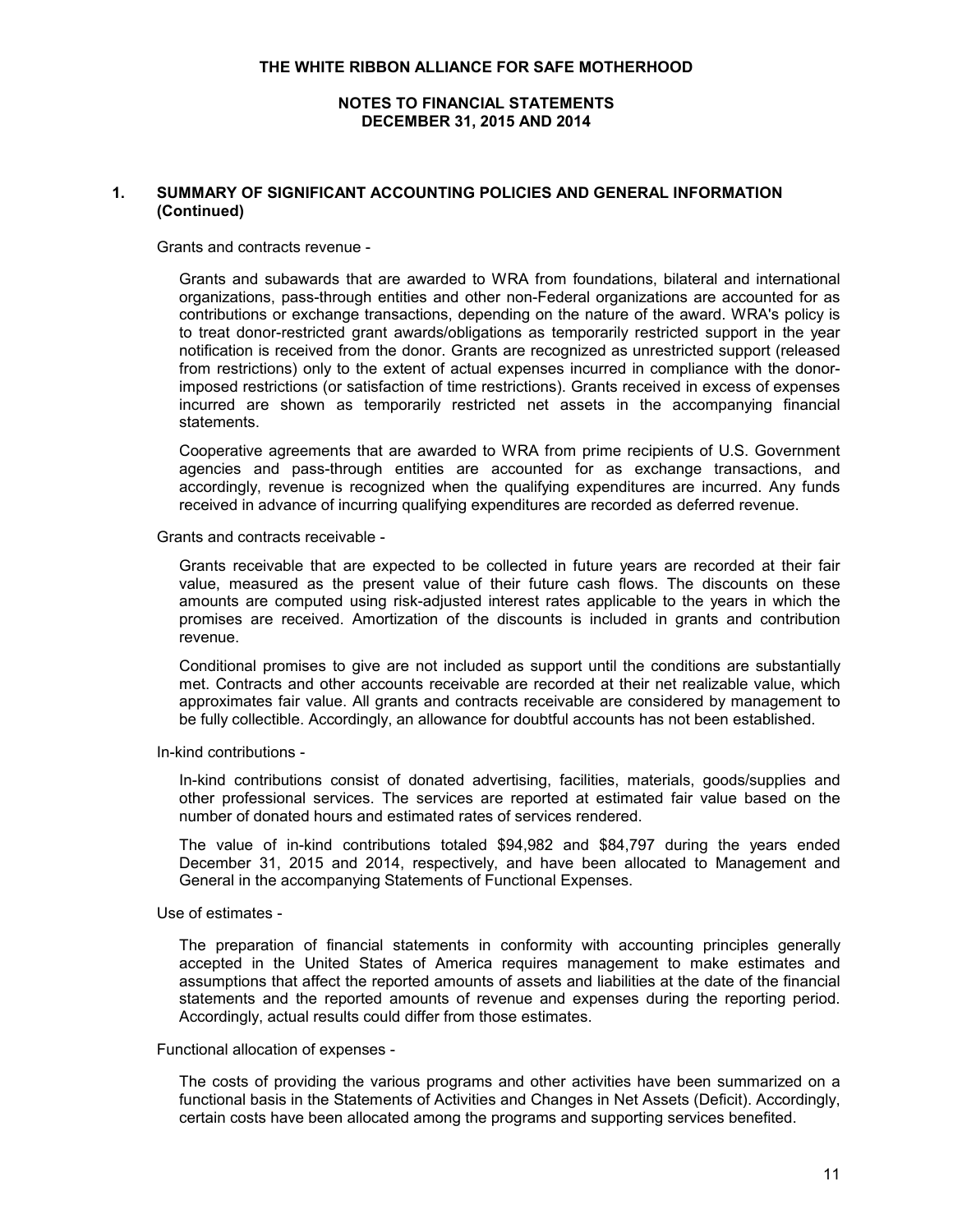## 1. SUMMARY OF SIGNIFICANT ACCOUNTING POLICIES AND GENERAL INFORMATION (Continued)

Grants and contracts revenue -

Grants and subawards that are awarded to WRA from foundations, bilateral and international organizations, pass-through entities and other non-Federal organizations are accounted for as contributions or exchange transactions, depending on the nature of the award. WRA's policy is to treat donor-restricted grant awards/obligations as temporarily restricted support in the year notification is received from the donor. Grants are recognized as unrestricted support (released from restrictions) only to the extent of actual expenses incurred in compliance with the donor-imposed restrictions (or satisfaction of time restrictions). Grants received in excess of expenses incurred are shown as temporarily restricted net assets in the accompanying financial statements.

Cooperative agreements that are awarded to WRA from prime recipients of U.S. Government agencies and pass-through entities are accounted for as exchange transactions, and accordingly, revenue is recognized when the qualifying expenditures are incurred. Any funds received in advance of incurring qualifying expenditures are recorded as deferred revenue.

Grants and contracts receivable -

Grants receivable that are expected to be collected in future years are recorded at their fair value, measured as the present value of their future cash flows. The discounts on these amounts are computed using risk-adjusted interest rates applicable to the years in which the promises are received. Amortization of the discounts is included in grants and contribution revenue.

Conditional promises to give are not included as support until the conditions are substantially met. Contracts and other accounts receivable are recorded at their net realizable value, which approximates fair value. All grants and contracts receivable are considered by management to be fully collectible. Accordingly, an allowance for doubtful accounts has not been established.

In-kind contributions -

In-kind contributions consist of donated advertising, facilities, materials, goods/supplies and other professional services. The services are reported at estimated fair value based on the number of donated hours and estimated rates of services rendered.

The value of in-kind contributions totaled $94,982 and $84,797 during the years ended December 31, 2015 and 2014, respectively, and have been allocated to Management and General in the accompanying Statements of Functional Expenses.

Use of estimates -

The preparation of financial statements in conformity with accounting principles generally accepted in the United States of America requires management to make estimates and assumptions that affect the reported amounts of assets and liabilities at the date of the financial statements and the reported amounts of revenue and expenses during the reporting period. Accordingly, actual results could differ from those estimates.

Functional allocation of expenses -

The costs of providing the various programs and other activities have been summarized on a functional basis in the Statements of Activities and Changes in Net Assets (Deficit). Accordingly, certain costs have been allocated among the programs and supporting services benefited.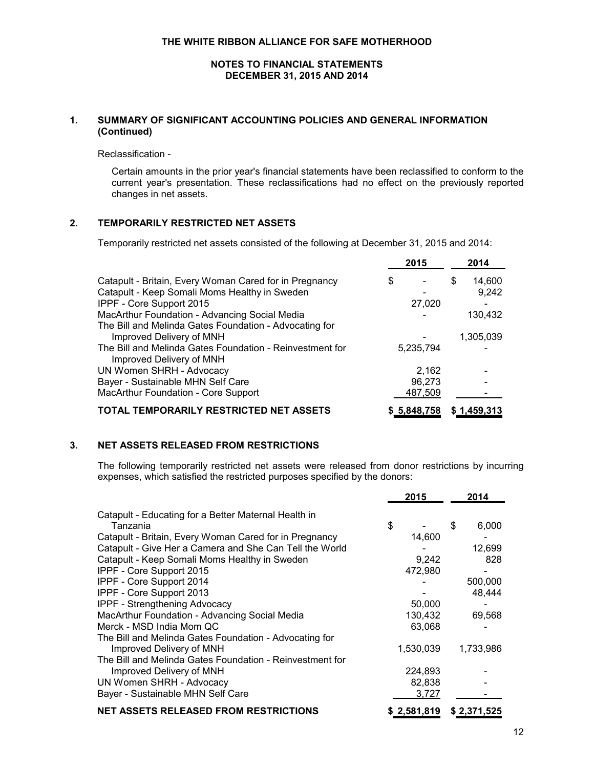THE WHITE RIBBON ALLIANCE FOR SAFE MOTHERHOOD

NOTES TO FINANCIAL STATEMENTS
DECEMBER 31, 2015 AND 2014

## 1. SUMMARY OF SIGNIFICANT ACCOUNTING POLICIES AND GENERAL INFORMATION (Continued)

Reclassification -

Certain amounts in the prior year's financial statements have been reclassified to conform to the current year's presentation. These reclassifications had no effect on the previously reported changes in net assets.

## 2. TEMPORARILY RESTRICTED NET ASSETS

Temporarily restricted net assets consisted of the following at December 31, 2015 and 2014:

| | 2015 | 2014 |
|---|---|---|
| Catapult - Britain, Every Woman Cared for in Pregnancy | $ - | $ 14,600 |
| Catapult - Keep Somali Moms Healthy in Sweden | - | 9,242 |
| IPPF - Core Support 2015 | 27,020 | - |
| MacArthur Foundation - Advancing Social Media | - | 130,432 |
| The Bill and Melinda Gates Foundation - Advocating for Improved Delivery of MNH | - | 1,305,039 |
| The Bill and Melinda Gates Foundation - Reinvestment for Improved Delivery of MNH | 5,235,794 | - |
| UN Women SHRH - Advocacy | 2,162 | - |
| Bayer - Sustainable MHN Self Care | 96,273 | - |
| MacArthur Foundation - Core Support | 487,509 | - |
| **TOTAL TEMPORARILY RESTRICTED NET ASSETS** | **$ 5,848,758** | **$ 1,459,313** |

## 3. NET ASSETS RELEASED FROM RESTRICTIONS

The following temporarily restricted net assets were released from donor restrictions by incurring expenses, which satisfied the restricted purposes specified by the donors:

| | 2015 | 2014 |
|---|---|---|
| Catapult - Educating for a Better Maternal Health in Tanzania | $ - | $ 6,000 |
| Catapult - Britain, Every Woman Cared for in Pregnancy | 14,600 | - |
| Catapult - Give Her a Camera and She Can Tell the World | - | 12,699 |
| Catapult - Keep Somali Moms Healthy in Sweden | 9,242 | 828 |
| IPPF - Core Support 2015 | 472,980 | - |
| IPPF - Core Support 2014 | - | 500,000 |
| IPPF - Core Support 2013 | - | 48,444 |
| IPPF - Strengthening Advocacy | 50,000 | - |
| MacArthur Foundation - Advancing Social Media | 130,432 | 69,568 |
| Merck - MSD India Mom QC | 63,068 | - |
| The Bill and Melinda Gates Foundation - Advocating for Improved Delivery of MNH | 1,530,039 | 1,733,986 |
| The Bill and Melinda Gates Foundation - Reinvestment for Improved Delivery of MNH | 224,893 | - |
| UN Women SHRH - Advocacy | 82,838 | - |
| Bayer - Sustainable MHN Self Care | 3,727 | - |
| **NET ASSETS RELEASED FROM RESTRICTIONS** | **$ 2,581,819** | **$ 2,371,525** |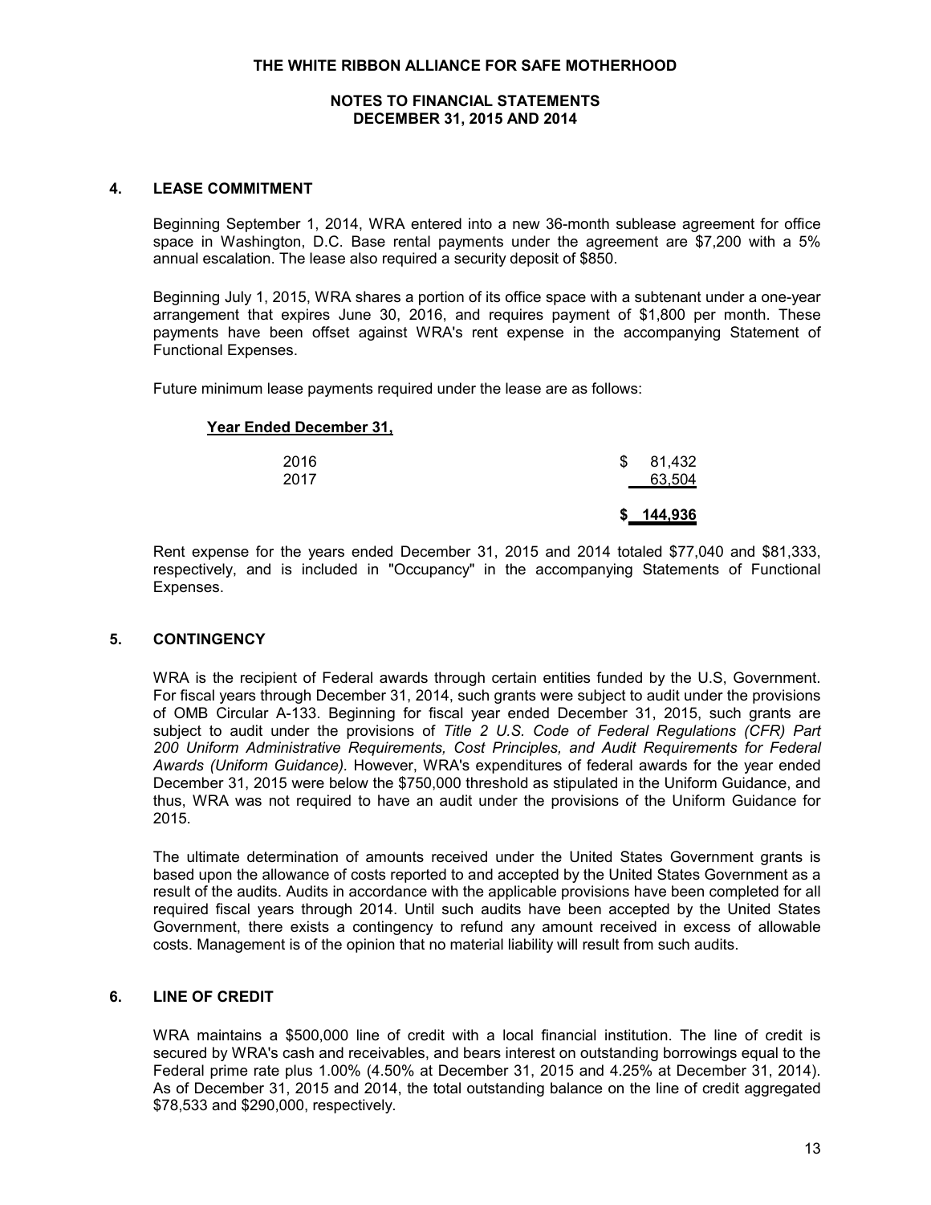**THE WHITE RIBBON ALLIANCE FOR SAFE MOTHERHOOD**

**NOTES TO FINANCIAL STATEMENTS**
**DECEMBER 31, 2015 AND 2014**

## 4. LEASE COMMITMENT

Beginning September 1, 2014, WRA entered into a new 36-month sublease agreement for office space in Washington, D.C. Base rental payments under the agreement are $7,200 with a 5% annual escalation. The lease also required a security deposit of $850.

Beginning July 1, 2015, WRA shares a portion of its office space with a subtenant under a one-year arrangement that expires June 30, 2016, and requires payment of $1,800 per month. These payments have been offset against WRA's rent expense in the accompanying Statement of Functional Expenses.

Future minimum lease payments required under the lease are as follows:

| **Year Ended December 31,** | |
|---|---|
| 2016 | $ 81,432 |
| 2017 | 63,504 |
| | **$ 144,936** |

Rent expense for the years ended December 31, 2015 and 2014 totaled $77,040 and $81,333, respectively, and is included in "Occupancy" in the accompanying Statements of Functional Expenses.

## 5. CONTINGENCY

WRA is the recipient of Federal awards through certain entities funded by the U.S, Government. For fiscal years through December 31, 2014, such grants were subject to audit under the provisions of OMB Circular A-133. Beginning for fiscal year ended December 31, 2015, such grants are subject to audit under the provisions of *Title 2 U.S. Code of Federal Regulations (CFR) Part 200 Uniform Administrative Requirements, Cost Principles, and Audit Requirements for Federal Awards (Uniform Guidance).* However, WRA's expenditures of federal awards for the year ended December 31, 2015 were below the $750,000 threshold as stipulated in the Uniform Guidance, and thus, WRA was not required to have an audit under the provisions of the Uniform Guidance for 2015.

The ultimate determination of amounts received under the United States Government grants is based upon the allowance of costs reported to and accepted by the United States Government as a result of the audits. Audits in accordance with the applicable provisions have been completed for all required fiscal years through 2014. Until such audits have been accepted by the United States Government, there exists a contingency to refund any amount received in excess of allowable costs. Management is of the opinion that no material liability will result from such audits.

## 6. LINE OF CREDIT

WRA maintains a $500,000 line of credit with a local financial institution. The line of credit is secured by WRA's cash and receivables, and bears interest on outstanding borrowings equal to the Federal prime rate plus 1.00% (4.50% at December 31, 2015 and 4.25% at December 31, 2014). As of December 31, 2015 and 2014, the total outstanding balance on the line of credit aggregated $78,533 and $290,000, respectively.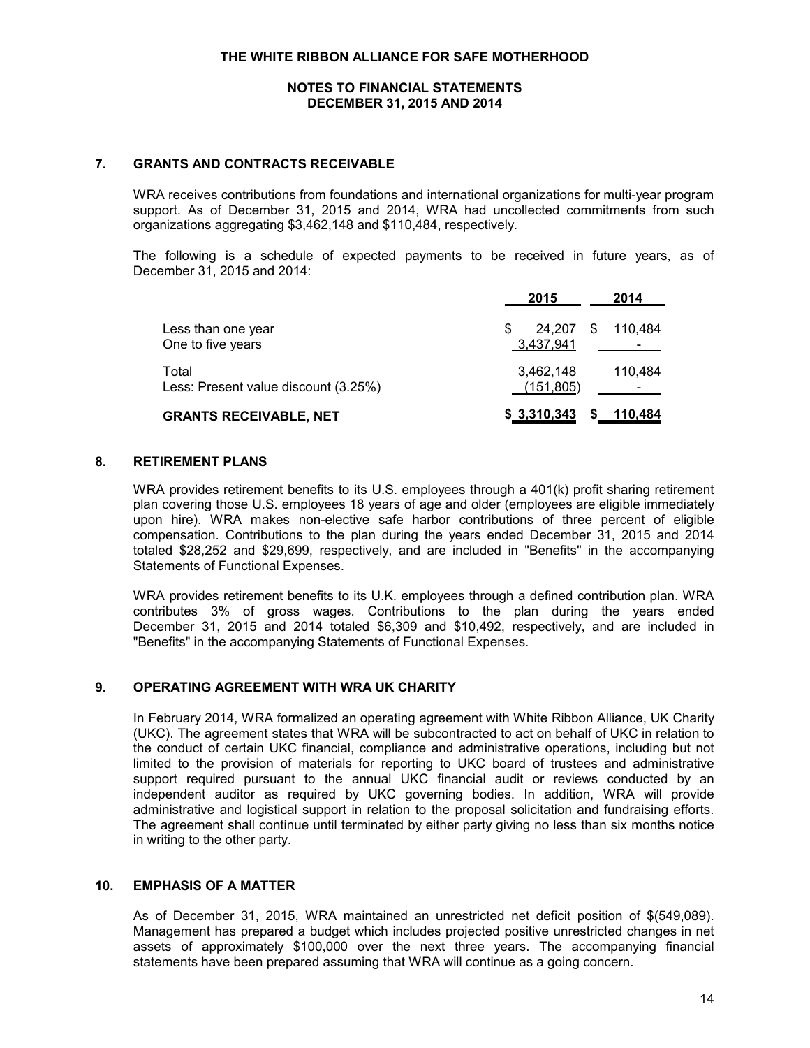## 7. GRANTS AND CONTRACTS RECEIVABLE

WRA receives contributions from foundations and international organizations for multi-year program support. As of December 31, 2015 and 2014, WRA had uncollected commitments from such organizations aggregating $3,462,148 and $110,484, respectively.

The following is a schedule of expected payments to be received in future years, as of December 31, 2015 and 2014:

| | 2015 | 2014 |
|---|---|---|
| Less than one year | $ 24,207 | $ 110,484 |
| One to five years | 3,437,941 | - |
| Total | 3,462,148 | 110,484 |
| Less: Present value discount (3.25%) | (151,805) | - |
| **GRANTS RECEIVABLE, NET** | **$ 3,310,343** | **$ 110,484** |

## 8. RETIREMENT PLANS

WRA provides retirement benefits to its U.S. employees through a 401(k) profit sharing retirement plan covering those U.S. employees 18 years of age and older (employees are eligible immediately upon hire). WRA makes non-elective safe harbor contributions of three percent of eligible compensation. Contributions to the plan during the years ended December 31, 2015 and 2014 totaled $28,252 and $29,699, respectively, and are included in "Benefits" in the accompanying Statements of Functional Expenses.

WRA provides retirement benefits to its U.K. employees through a defined contribution plan. WRA contributes 3% of gross wages. Contributions to the plan during the years ended December 31, 2015 and 2014 totaled $6,309 and $10,492, respectively, and are included in "Benefits" in the accompanying Statements of Functional Expenses.

## 9. OPERATING AGREEMENT WITH WRA UK CHARITY

In February 2014, WRA formalized an operating agreement with White Ribbon Alliance, UK Charity (UKC). The agreement states that WRA will be subcontracted to act on behalf of UKC in relation to the conduct of certain UKC financial, compliance and administrative operations, including but not limited to the provision of materials for reporting to UKC board of trustees and administrative support required pursuant to the annual UKC financial audit or reviews conducted by an independent auditor as required by UKC governing bodies. In addition, WRA will provide administrative and logistical support in relation to the proposal solicitation and fundraising efforts. The agreement shall continue until terminated by either party giving no less than six months notice in writing to the other party.

## 10. EMPHASIS OF A MATTER

As of December 31, 2015, WRA maintained an unrestricted net deficit position of $(549,089). Management has prepared a budget which includes projected positive unrestricted changes in net assets of approximately $100,000 over the next three years. The accompanying financial statements have been prepared assuming that WRA will continue as a going concern.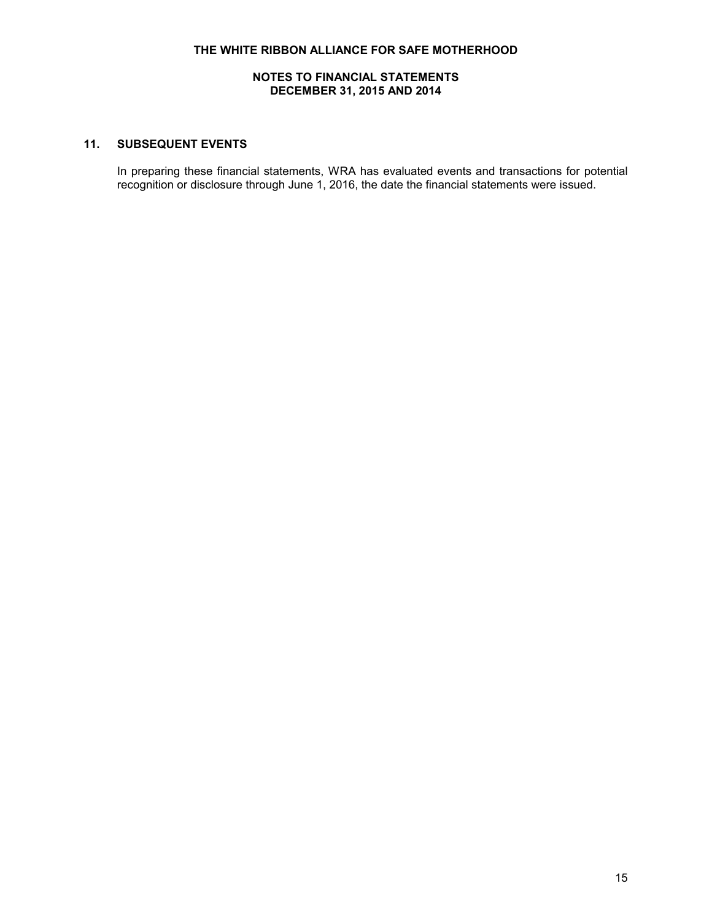### 11. SUBSEQUENT EVENTS

In preparing these financial statements, WRA has evaluated events and transactions for potential recognition or disclosure through June 1, 2016, the date the financial statements were issued.